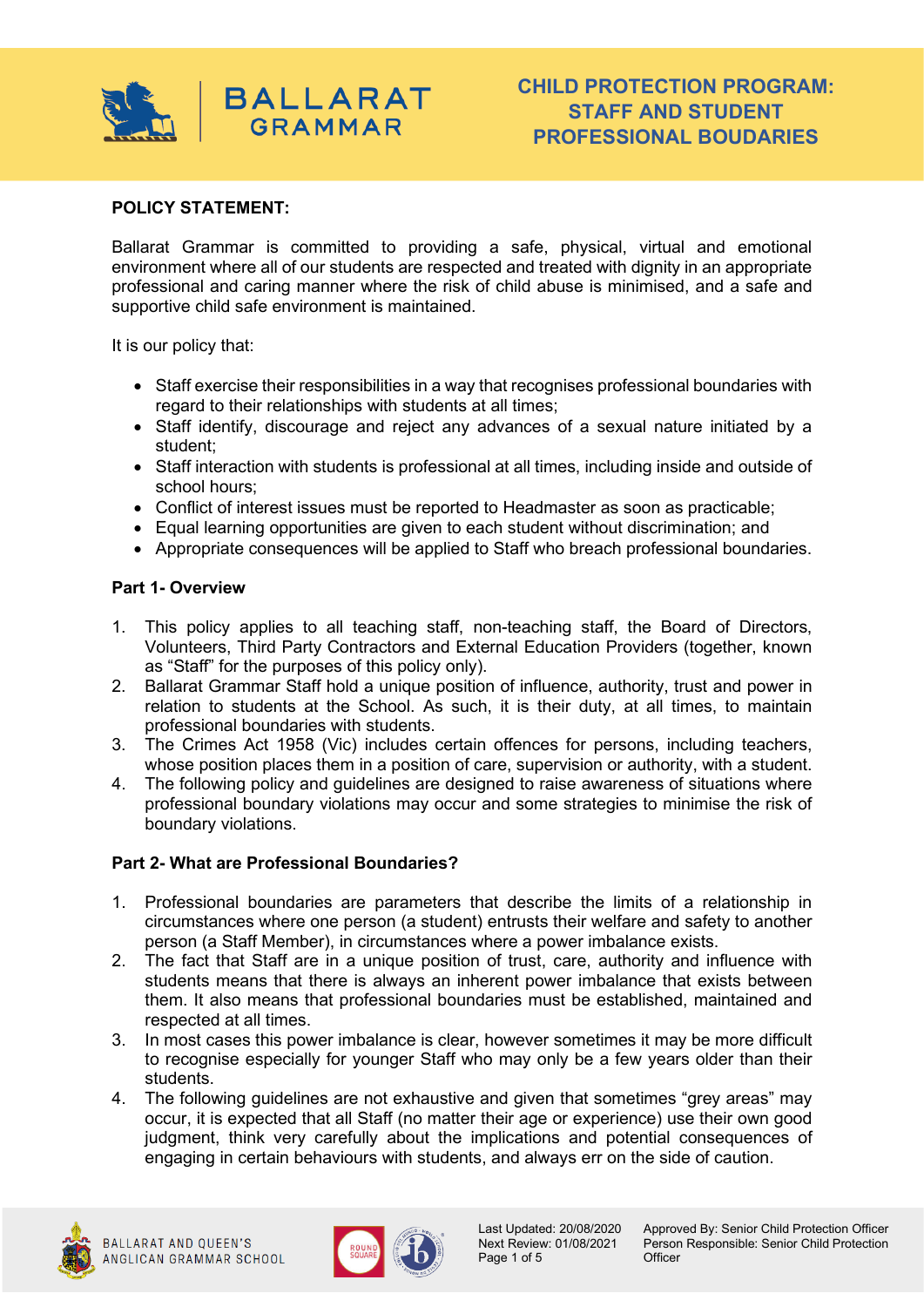# CHILD PROTECTION PROGRAM: STAFF AND STUDENT PROFESSIONAL BOUDARIES

**POLICY STATEMENT:**

Ballarat Grammar is committed to providing a safe, physical, virtual and emotional environment where all of our students are respected and treated with dignity in an appropriate professional and caring manner where the risk of child abuse is minimised, and a safe and supportive child safe environment is maintained.

It is our policy that:

- Staff exercise their responsibilities in a way that recognises professional boundaries with regard to their relationships with students at all times;
- Staff identify, discourage and reject any advances of a sexual nature initiated by a student;
- Staff interaction with students is professional at all times, including inside and outside of school hours;
- Conflict of interest issues must be reported to Headmaster as soon as practicable;
- Equal learning opportunities are given to each student without discrimination; and
- Appropriate consequences will be applied to Staff who breach professional boundaries.

**Part 1- Overview**

1. This policy applies to all teaching staff, non-teaching staff, the Board of Directors, Volunteers, Third Party Contractors and External Education Providers (together, known as "Staff" for the purposes of this policy only).
2. Ballarat Grammar Staff hold a unique position of influence, authority, trust and power in relation to students at the School. As such, it is their duty, at all times, to maintain professional boundaries with students.
3. The Crimes Act 1958 (Vic) includes certain offences for persons, including teachers, whose position places them in a position of care, supervision or authority, with a student.
4. The following policy and guidelines are designed to raise awareness of situations where professional boundary violations may occur and some strategies to minimise the risk of boundary violations.

**Part 2- What are Professional Boundaries?**

1. Professional boundaries are parameters that describe the limits of a relationship in circumstances where one person (a student) entrusts their welfare and safety to another person (a Staff Member), in circumstances where a power imbalance exists.
2. The fact that Staff are in a unique position of trust, care, authority and influence with students means that there is always an inherent power imbalance that exists between them. It also means that professional boundaries must be established, maintained and respected at all times.
3. In most cases this power imbalance is clear, however sometimes it may be more difficult to recognise especially for younger Staff who may only be a few years older than their students.
4. The following guidelines are not exhaustive and given that sometimes "grey areas" may occur, it is expected that all Staff (no matter their age or experience) use their own good judgment, think very carefully about the implications and potential consequences of engaging in certain behaviours with students, and always err on the side of caution.

Last Updated: 20/08/2020
Next Review: 01/08/2021

Approved By: Senior Child Protection Officer
Person Responsible: Senior Child Protection Officer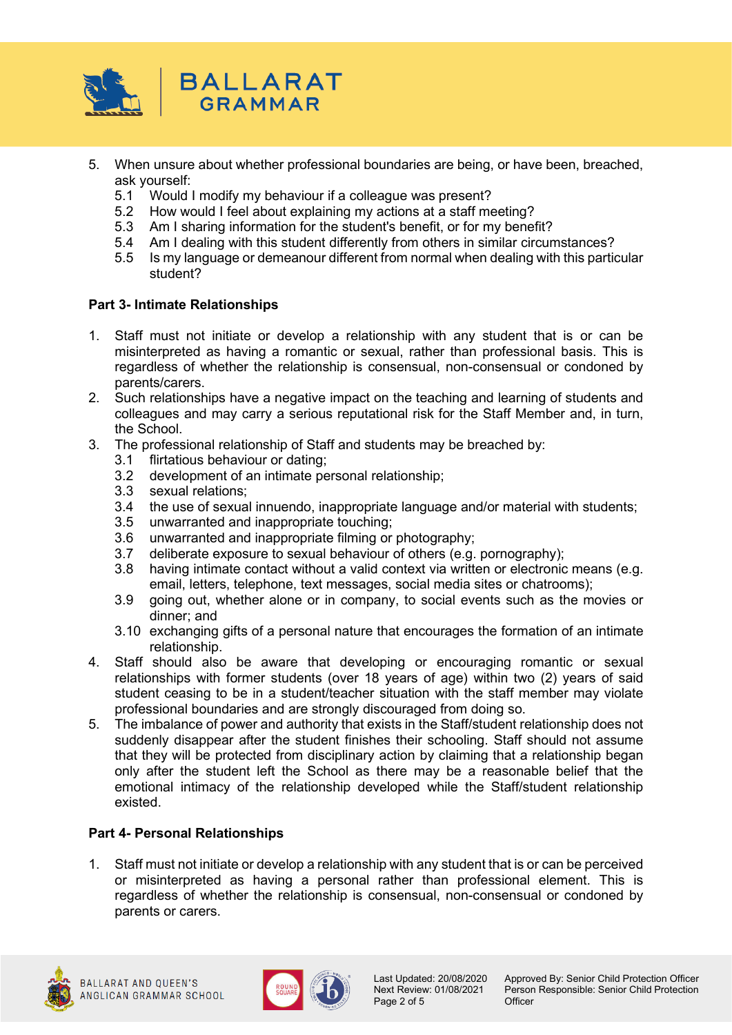5. When unsure about whether professional boundaries are being, or have been, breached, ask yourself:
   5.1 Would I modify my behaviour if a colleague was present?
   5.2 How would I feel about explaining my actions at a staff meeting?
   5.3 Am I sharing information for the student's benefit, or for my benefit?
   5.4 Am I dealing with this student differently from others in similar circumstances?
   5.5 Is my language or demeanour different from normal when dealing with this particular student?

**Part 3- Intimate Relationships**

1. Staff must not initiate or develop a relationship with any student that is or can be misinterpreted as having a romantic or sexual, rather than professional basis. This is regardless of whether the relationship is consensual, non-consensual or condoned by parents/carers.
2. Such relationships have a negative impact on the teaching and learning of students and colleagues and may carry a serious reputational risk for the Staff Member and, in turn, the School.
3. The professional relationship of Staff and students may be breached by:
   3.1 flirtatious behaviour or dating;
   3.2 development of an intimate personal relationship;
   3.3 sexual relations;
   3.4 the use of sexual innuendo, inappropriate language and/or material with students;
   3.5 unwarranted and inappropriate touching;
   3.6 unwarranted and inappropriate filming or photography;
   3.7 deliberate exposure to sexual behaviour of others (e.g. pornography);
   3.8 having intimate contact without a valid context via written or electronic means (e.g. email, letters, telephone, text messages, social media sites or chatrooms);
   3.9 going out, whether alone or in company, to social events such as the movies or dinner; and
   3.10 exchanging gifts of a personal nature that encourages the formation of an intimate relationship.
4. Staff should also be aware that developing or encouraging romantic or sexual relationships with former students (over 18 years of age) within two (2) years of said student ceasing to be in a student/teacher situation with the staff member may violate professional boundaries and are strongly discouraged from doing so.
5. The imbalance of power and authority that exists in the Staff/student relationship does not suddenly disappear after the student finishes their schooling. Staff should not assume that they will be protected from disciplinary action by claiming that a relationship began only after the student left the School as there may be a reasonable belief that the emotional intimacy of the relationship developed while the Staff/student relationship existed.

**Part 4- Personal Relationships**

1. Staff must not initiate or develop a relationship with any student that is or can be perceived or misinterpreted as having a personal rather than professional element. This is regardless of whether the relationship is consensual, non-consensual or condoned by parents or carers.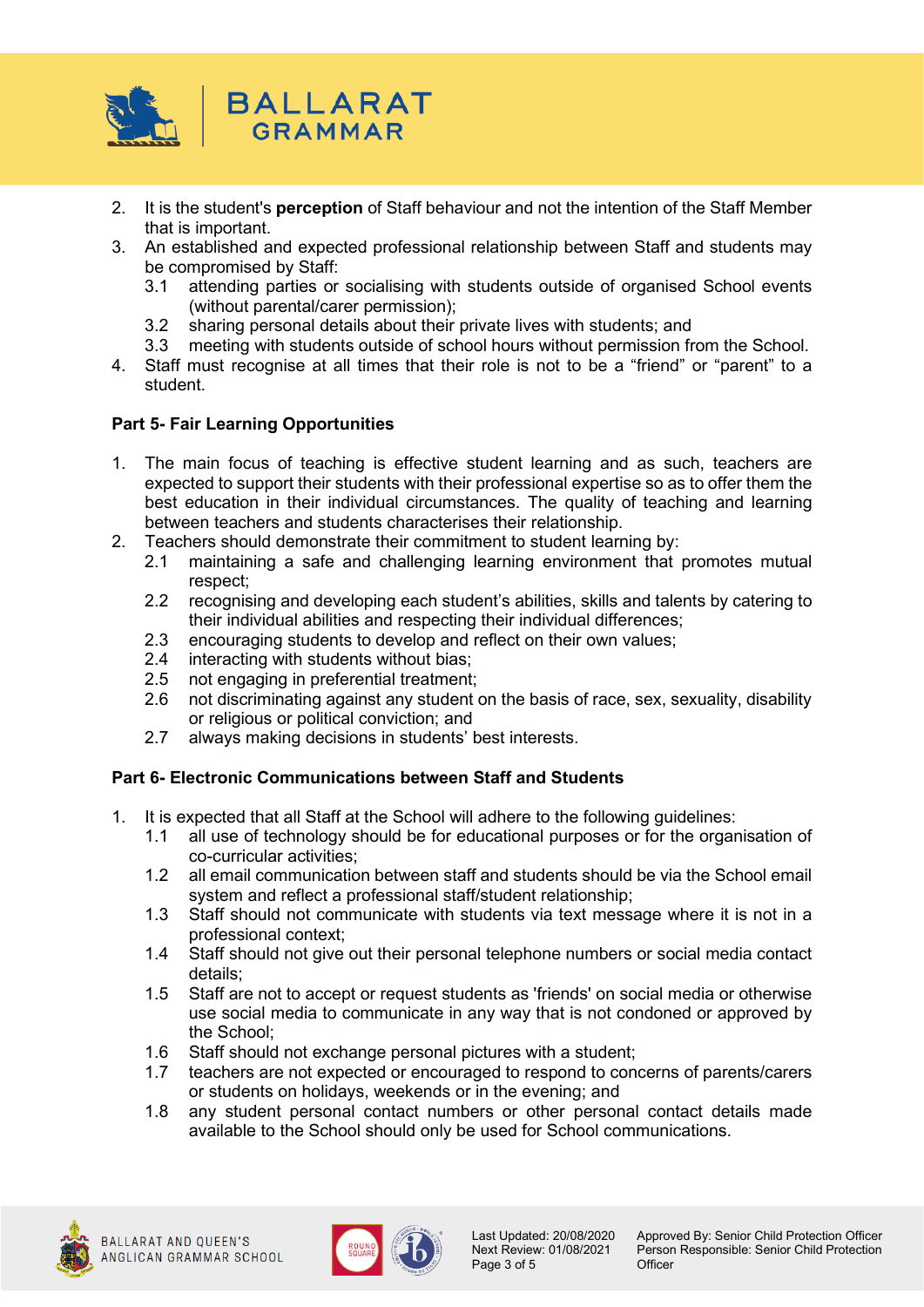2. It is the student's **perception** of Staff behaviour and not the intention of the Staff Member that is important.
3. An established and expected professional relationship between Staff and students may be compromised by Staff:
   - 3.1 attending parties or socialising with students outside of organised School events (without parental/carer permission);
   - 3.2 sharing personal details about their private lives with students; and
   - 3.3 meeting with students outside of school hours without permission from the School.
4. Staff must recognise at all times that their role is not to be a "friend" or "parent" to a student.

**Part 5- Fair Learning Opportunities**

1. The main focus of teaching is effective student learning and as such, teachers are expected to support their students with their professional expertise so as to offer them the best education in their individual circumstances. The quality of teaching and learning between teachers and students characterises their relationship.
2. Teachers should demonstrate their commitment to student learning by:
   - 2.1 maintaining a safe and challenging learning environment that promotes mutual respect;
   - 2.2 recognising and developing each student's abilities, skills and talents by catering to their individual abilities and respecting their individual differences;
   - 2.3 encouraging students to develop and reflect on their own values;
   - 2.4 interacting with students without bias;
   - 2.5 not engaging in preferential treatment;
   - 2.6 not discriminating against any student on the basis of race, sex, sexuality, disability or religious or political conviction; and
   - 2.7 always making decisions in students' best interests.

**Part 6- Electronic Communications between Staff and Students**

1. It is expected that all Staff at the School will adhere to the following guidelines:
   - 1.1 all use of technology should be for educational purposes or for the organisation of co-curricular activities;
   - 1.2 all email communication between staff and students should be via the School email system and reflect a professional staff/student relationship;
   - 1.3 Staff should not communicate with students via text message where it is not in a professional context;
   - 1.4 Staff should not give out their personal telephone numbers or social media contact details;
   - 1.5 Staff are not to accept or request students as 'friends' on social media or otherwise use social media to communicate in any way that is not condoned or approved by the School;
   - 1.6 Staff should not exchange personal pictures with a student;
   - 1.7 teachers are not expected or encouraged to respond to concerns of parents/carers or students on holidays, weekends or in the evening; and
   - 1.8 any student personal contact numbers or other personal contact details made available to the School should only be used for School communications.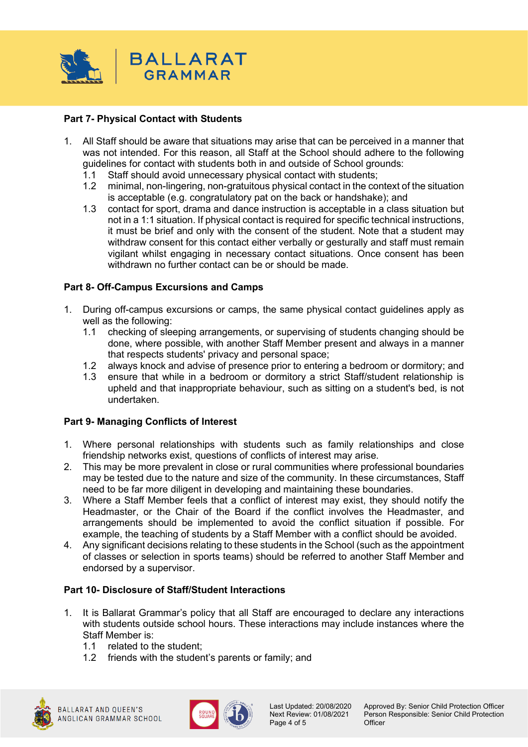## Part 7- Physical Contact with Students

1. All Staff should be aware that situations may arise that can be perceived in a manner that was not intended. For this reason, all Staff at the School should adhere to the following guidelines for contact with students both in and outside of School grounds:
   1.1 Staff should avoid unnecessary physical contact with students;
   1.2 minimal, non-lingering, non-gratuitous physical contact in the context of the situation is acceptable (e.g. congratulatory pat on the back or handshake); and
   1.3 contact for sport, drama and dance instruction is acceptable in a class situation but not in a 1:1 situation. If physical contact is required for specific technical instructions, it must be brief and only with the consent of the student. Note that a student may withdraw consent for this contact either verbally or gesturally and staff must remain vigilant whilst engaging in necessary contact situations. Once consent has been withdrawn no further contact can be or should be made.

## Part 8- Off-Campus Excursions and Camps

1. During off-campus excursions or camps, the same physical contact guidelines apply as well as the following:
   1.1 checking of sleeping arrangements, or supervising of students changing should be done, where possible, with another Staff Member present and always in a manner that respects students' privacy and personal space;
   1.2 always knock and advise of presence prior to entering a bedroom or dormitory; and
   1.3 ensure that while in a bedroom or dormitory a strict Staff/student relationship is upheld and that inappropriate behaviour, such as sitting on a student's bed, is not undertaken.

## Part 9- Managing Conflicts of Interest

1. Where personal relationships with students such as family relationships and close friendship networks exist, questions of conflicts of interest may arise.
2. This may be more prevalent in close or rural communities where professional boundaries may be tested due to the nature and size of the community. In these circumstances, Staff need to be far more diligent in developing and maintaining these boundaries.
3. Where a Staff Member feels that a conflict of interest may exist, they should notify the Headmaster, or the Chair of the Board if the conflict involves the Headmaster, and arrangements should be implemented to avoid the conflict situation if possible. For example, the teaching of students by a Staff Member with a conflict should be avoided.
4. Any significant decisions relating to these students in the School (such as the appointment of classes or selection in sports teams) should be referred to another Staff Member and endorsed by a supervisor.

## Part 10- Disclosure of Staff/Student Interactions

1. It is Ballarat Grammar's policy that all Staff are encouraged to declare any interactions with students outside school hours. These interactions may include instances where the Staff Member is:
   1.1 related to the student;
   1.2 friends with the student's parents or family; and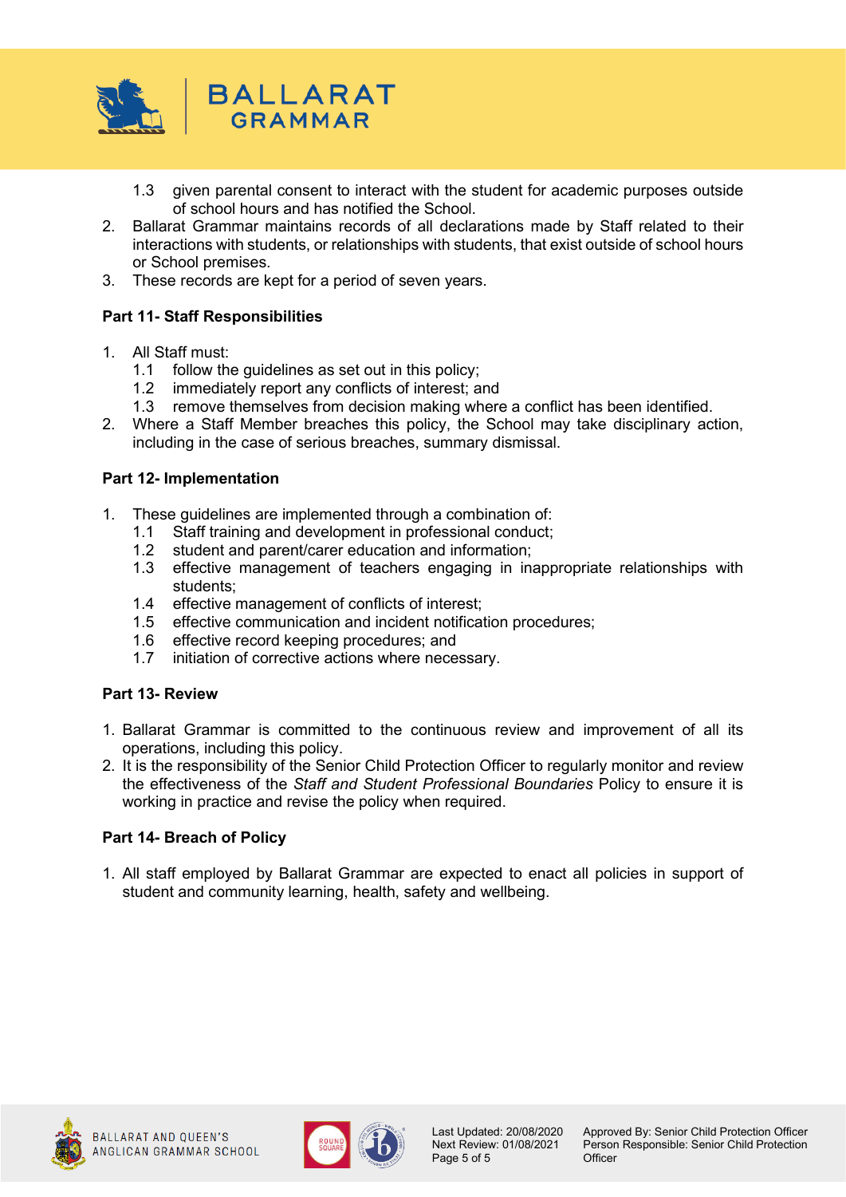1.3 given parental consent to interact with the student for academic purposes outside of school hours and has notified the School.

2. Ballarat Grammar maintains records of all declarations made by Staff related to their interactions with students, or relationships with students, that exist outside of school hours or School premises.
3. These records are kept for a period of seven years.

**Part 11- Staff Responsibilities**

1. All Staff must:
   - 1.1 follow the guidelines as set out in this policy;
   - 1.2 immediately report any conflicts of interest; and
   - 1.3 remove themselves from decision making where a conflict has been identified.
2. Where a Staff Member breaches this policy, the School may take disciplinary action, including in the case of serious breaches, summary dismissal.

**Part 12- Implementation**

1. These guidelines are implemented through a combination of:
   - 1.1 Staff training and development in professional conduct;
   - 1.2 student and parent/carer education and information;
   - 1.3 effective management of teachers engaging in inappropriate relationships with students;
   - 1.4 effective management of conflicts of interest;
   - 1.5 effective communication and incident notification procedures;
   - 1.6 effective record keeping procedures; and
   - 1.7 initiation of corrective actions where necessary.

**Part 13- Review**

1. Ballarat Grammar is committed to the continuous review and improvement of all its operations, including this policy.
2. It is the responsibility of the Senior Child Protection Officer to regularly monitor and review the effectiveness of the *Staff and Student Professional Boundaries* Policy to ensure it is working in practice and revise the policy when required.

**Part 14- Breach of Policy**

1. All staff employed by Ballarat Grammar are expected to enact all policies in support of student and community learning, health, safety and wellbeing.